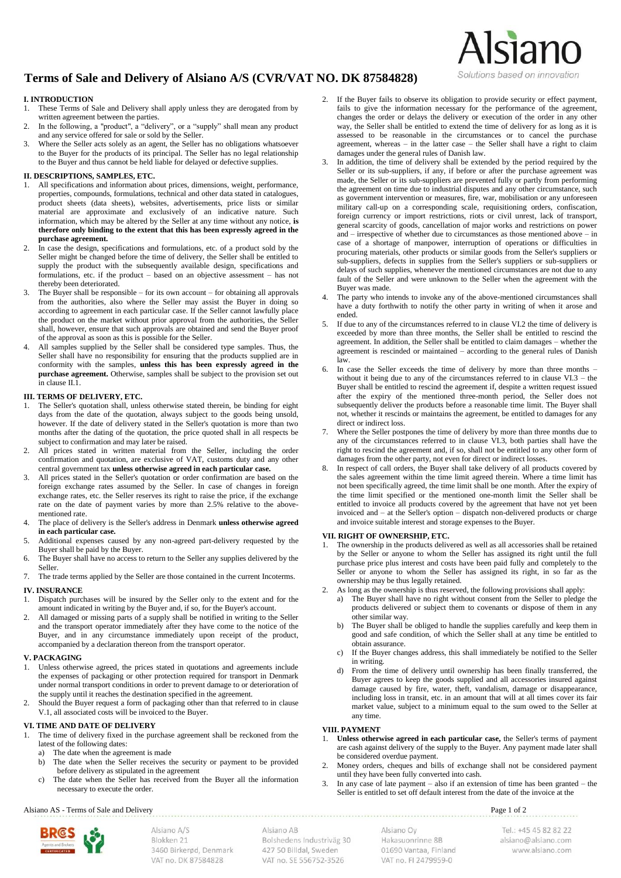# Terms of Sale and Delivery of Alsiano A/S (CVR/VAT NO. DK 87584828)

## I. INTRODUCTION

1. These Terms of Sale and Delivery shall apply unless they are derogated from by written agreement between the parties.
2. In the following, a "product", a "delivery", or a "supply" shall mean any product and any service offered for sale or sold by the Seller.
3. Where the Seller acts solely as an agent, the Seller has no obligations whatsoever to the Buyer for the products of its principal. The Seller has no legal relationship to the Buyer and thus cannot be held liable for delayed or defective supplies.

## II. DESCRIPTIONS, SAMPLES, ETC.

1. All specifications and information about prices, dimensions, weight, performance, properties, compounds, formulations, technical and other data stated in catalogues, product sheets (data sheets), websites, advertisements, price lists or similar material are approximate and exclusively of an indicative nature. Such information, which may be altered by the Seller at any time without any notice, **is therefore only binding to the extent that this has been expressly agreed in the purchase agreement.**
2. In case the design, specifications and formulations, etc. of a product sold by the Seller might be changed before the time of delivery, the Seller shall be entitled to supply the product with the subsequently available design, specifications and formulations, etc. if the product – based on an objective assessment – has not thereby been deteriorated.
3. The Buyer shall be responsible – for its own account – for obtaining all approvals from the authorities, also where the Seller may assist the Buyer in doing so according to agreement in each particular case. If the Seller cannot lawfully place the product on the market without prior approval from the authorities, the Seller shall, however, ensure that such approvals are obtained and send the Buyer proof of the approval as soon as this is possible for the Seller.
4. All samples supplied by the Seller shall be considered type samples. Thus, the Seller shall have no responsibility for ensuring that the products supplied are in conformity with the samples, **unless this has been expressly agreed in the purchase agreement.** Otherwise, samples shall be subject to the provision set out in clause II.1.

## III. TERMS OF DELIVERY, ETC.

1. The Seller's quotation shall, unless otherwise stated therein, be binding for eight days from the date of the quotation, always subject to the goods being unsold, however. If the date of delivery stated in the Seller's quotation is more than two months after the dating of the quotation, the price quoted shall in all respects be subject to confirmation and may later be raised.
2. All prices stated in written material from the Seller, including the order confirmation and quotation, are exclusive of VAT, customs duty and any other central government tax **unless otherwise agreed in each particular case.**
3. All prices stated in the Seller's quotation or order confirmation are based on the foreign exchange rates assumed by the Seller. In case of changes in foreign exchange rates, etc. the Seller reserves its right to raise the price, if the exchange rate on the date of payment varies by more than 2.5% relative to the above-mentioned rate.
4. The place of delivery is the Seller's address in Denmark **unless otherwise agreed in each particular case.**
5. Additional expenses caused by any non-agreed part-delivery requested by the Buyer shall be paid by the Buyer.
6. The Buyer shall have no access to return to the Seller any supplies delivered by the Seller.
7. The trade terms applied by the Seller are those contained in the current Incoterms.

## IV. INSURANCE

1. Dispatch purchases will be insured by the Seller only to the extent and for the amount indicated in writing by the Buyer and, if so, for the Buyer's account.
2. All damaged or missing parts of a supply shall be notified in writing to the Seller and the transport operator immediately after they have come to the notice of the Buyer, and in any circumstance immediately upon receipt of the product, accompanied by a declaration thereon from the transport operator.

## V. PACKAGING

1. Unless otherwise agreed, the prices stated in quotations and agreements include the expenses of packaging or other protection required for transport in Denmark under normal transport conditions in order to prevent damage to or deterioration of the supply until it reaches the destination specified in the agreement.
2. Should the Buyer request a form of packaging other than that referred to in clause V.1, all associated costs will be invoiced to the Buyer.

## VI. TIME AND DATE OF DELIVERY

1. The time of delivery fixed in the purchase agreement shall be reckoned from the latest of the following dates:
   a) The date when the agreement is made
   b) The date when the Seller receives the security or payment to be provided before delivery as stipulated in the agreement
   c) The date when the Seller has received from the Buyer all the information necessary to execute the order.
2. If the Buyer fails to observe its obligation to provide security or effect payment, fails to give the information necessary for the performance of the agreement, changes the order or delays the delivery or execution of the order in any other way, the Seller shall be entitled to extend the time of delivery for as long as it is assessed to be reasonable in the circumstances or to cancel the purchase agreement, whereas – in the latter case – the Seller shall have a right to claim damages under the general rules of Danish law.
3. In addition, the time of delivery shall be extended by the period required by the Seller or its sub-suppliers, if any, if before or after the purchase agreement was made, the Seller or its sub-suppliers are prevented fully or partly from performing the agreement on time due to industrial disputes and any other circumstance, such as government intervention or measures, fire, war, mobilisation or any unforeseen military call-up on a corresponding scale, requisitioning orders, confiscation, foreign currency or import restrictions, riots or civil unrest, lack of transport, general scarcity of goods, cancellation of major works and restrictions on power and – irrespective of whether due to circumstances as those mentioned above – in case of a shortage of manpower, interruption of operations or difficulties in procuring materials, other products or similar goods from the Seller's suppliers or sub-suppliers, defects in supplies from the Seller's suppliers or sub-suppliers or delays of such supplies, whenever the mentioned circumstances are not due to any fault of the Seller and were unknown to the Seller when the agreement with the Buyer was made.
4. The party who intends to invoke any of the above-mentioned circumstances shall have a duty forthwith to notify the other party in writing of when it arose and ended.
5. If due to any of the circumstances referred to in clause VI.2 the time of delivery is exceeded by more than three months, the Seller shall be entitled to rescind the agreement. In addition, the Seller shall be entitled to claim damages – whether the agreement is rescinded or maintained – according to the general rules of Danish law.
6. In case the Seller exceeds the time of delivery by more than three months – without it being due to any of the circumstances referred to in clause VI.3 – the Buyer shall be entitled to rescind the agreement if, despite a written request issued after the expiry of the mentioned three-month period, the Seller does not subsequently deliver the products before a reasonable time limit. The Buyer shall not, whether it rescinds or maintains the agreement, be entitled to damages for any direct or indirect loss.
7. Where the Seller postpones the time of delivery by more than three months due to any of the circumstances referred to in clause VI.3, both parties shall have the right to rescind the agreement and, if so, shall not be entitled to any other form of damages from the other party, not even for direct or indirect losses.
8. In respect of call orders, the Buyer shall take delivery of all products covered by the sales agreement within the time limit agreed therein. Where a time limit has not been specifically agreed, the time limit shall be one month. After the expiry of the time limit specified or the mentioned one-month limit the Seller shall be entitled to invoice all products covered by the agreement that have not yet been invoiced and – at the Seller's option – dispatch non-delivered products or charge and invoice suitable interest and storage expenses to the Buyer.

## VII. RIGHT OF OWNERSHIP, ETC.

1. The ownership in the products delivered as well as all accessories shall be retained by the Seller or anyone to whom the Seller has assigned its right until the full purchase price plus interest and costs have been paid fully and completely to the Seller or anyone to whom the Seller has assigned its right, in so far as the ownership may be thus legally retained.
2. As long as the ownership is thus reserved, the following provisions shall apply:
   a) The Buyer shall have no right without consent from the Seller to pledge the products delivered or subject them to covenants or dispose of them in any other similar way.
   b) The Buyer shall be obliged to handle the supplies carefully and keep them in good and safe condition, of which the Seller shall at any time be entitled to obtain assurance.
   c) If the Buyer changes address, this shall immediately be notified to the Seller in writing.
   d) From the time of delivery until ownership has been finally transferred, the Buyer agrees to keep the goods supplied and all accessories insured against damage caused by fire, water, theft, vandalism, damage or disappearance, including loss in transit, etc. in an amount that will at all times cover its fair market value, subject to a minimum equal to the sum owed to the Seller at any time.

## VIII. PAYMENT

1. **Unless otherwise agreed in each particular case,** the Seller's terms of payment are cash against delivery of the supply to the Buyer. Any payment made later shall be considered overdue payment.
2. Money orders, cheques and bills of exchange shall not be considered payment until they have been fully converted into cash.
3. In any case of late payment – also if an extension of time has been granted – the Seller is entitled to set off default interest from the date of the invoice at the

Alsiano A/S
Blokken 21
3460 Birkerød, Denmark
VAT no. DK 87584828

Alsiano AB
Bolshedens Industriväg 30
427 50 Billdal, Sweden
VAT no. SE 556752-3526

Alsiano Oy
Hakasuonrinne 8B
01690 Vantaa, Finland
VAT no. FI 2479959-0

Tel.: +45 45 82 82 22
alsiano@alsiano.com
www.alsiano.com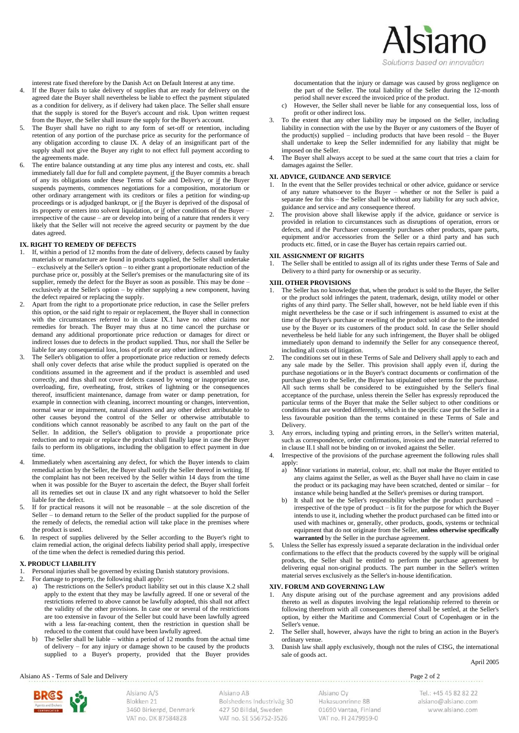interest rate fixed therefore by the Danish Act on Default Interest at any time.

4. If the Buyer fails to take delivery of supplies that are ready for delivery on the agreed date the Buyer shall nevertheless be liable to effect the payment stipulated as a condition for delivery, as if delivery had taken place. The Seller shall ensure that the supply is stored for the Buyer's account and risk. Upon written request from the Buyer, the Seller shall insure the supply for the Buyer's account.
5. The Buyer shall have no right to any form of set-off or retention, including retention of any portion of the purchase price as security for the performance of any obligation according to clause IX. A delay of an insignificant part of the supply shall not give the Buyer any right to not effect full payment according to the agreements made.
6. The entire balance outstanding at any time plus any interest and costs, etc. shall immediately fall due for full and complete payment, if the Buyer commits a breach of any its obligations under these Terms of Sale and Delivery, or if the Buyer suspends payments, commences negotiations for a composition, moratorium or other ordinary arrangement with its creditors or files a petition for winding-up proceedings or is adjudged bankrupt, or if the Buyer is deprived of the disposal of its property or enters into solvent liquidation, or if other conditions of the Buyer – irrespective of the cause – are or develop into being of a nature that renders it very likely that the Seller will not receive the agreed security or payment by the due dates agreed.

## IX. RIGHT TO REMEDY OF DEFECTS

1. If, within a period of 12 months from the date of delivery, defects caused by faulty materials or manufacture are found in products supplied, the Seller shall undertake – exclusively at the Seller's option – to either grant a proportionate reduction of the purchase price or, possibly at the Seller's premises or the manufacturing site of its supplier, remedy the defect for the Buyer as soon as possible. This may be done – exclusively at the Seller's option – by either supplying a new component, having the defect repaired or replacing the supply.
2. Apart from the right to a proportionate price reduction, in case the Seller prefers this option, or the said right to repair or replacement, the Buyer shall in connection with the circumstances referred to in clause IX.1 have no other claims nor remedies for breach. The Buyer may thus at no time cancel the purchase or demand any additional proportionate price reduction or damages for direct or indirect losses due to defects in the product supplied. Thus, nor shall the Seller be liable for any consequential loss, loss of profit or any other indirect loss.
3. The Seller's obligation to offer a proportionate price reduction or remedy defects shall only cover defects that arise while the product supplied is operated on the conditions assumed in the agreement and if the product is assembled and used correctly, and thus shall not cover defects caused by wrong or inappropriate use, overloading, fire, overheating, frost, strikes of lightning or the consequences thereof, insufficient maintenance, damage from water or damp penetration, for example in connection with cleaning, incorrect mounting or changes, intervention, normal wear or impairment, natural disasters and any other defect attributable to other causes beyond the control of the Seller or otherwise attributable to conditions which cannot reasonably be ascribed to any fault on the part of the Seller. In addition, the Seller's obligation to provide a proportionate price reduction and to repair or replace the product shall finally lapse in case the Buyer fails to perform its obligations, including the obligation to effect payment in due time.
4. Immediately when ascertaining any defect, for which the Buyer intends to claim remedial action by the Seller, the Buyer shall notify the Seller thereof in writing. If the complaint has not been received by the Seller within 14 days from the time when it was possible for the Buyer to ascertain the defect, the Buyer shall forfeit all its remedies set out in clause IX and any right whatsoever to hold the Seller liable for the defect.
5. If for practical reasons it will not be reasonable – at the sole discretion of the Seller – to demand return to the Seller of the product supplied for the purpose of the remedy of defects, the remedial action will take place in the premises where the product is used.
6. In respect of supplies delivered by the Seller according to the Buyer's right to claim remedial action, the original defects liability period shall apply, irrespective of the time when the defect is remedied during this period.

## X. PRODUCT LIABILITY

1. Personal injuries shall be governed by existing Danish statutory provisions.
2. For damage to property, the following shall apply:
   a) The restrictions on the Seller's product liability set out in this clause X.2 shall apply to the extent that they may be lawfully agreed. If one or several of the restrictions referred to above cannot be lawfully adopted, this shall not affect the validity of the other provisions. In case one or several of the restrictions are too extensive in favour of the Seller but could have been lawfully agreed with a less far-reaching content, then the restriction in question shall be reduced to the content that could have been lawfully agreed.
   b) The Seller shall be liable – within a period of 12 months from the actual time of delivery – for any injury or damage shown to be caused by the products supplied to a Buyer's property, provided that the Buyer provides documentation that the injury or damage was caused by gross negligence on the part of the Seller. The total liability of the Seller during the 12-month period shall never exceed the invoiced price of the product.
   c) However, the Seller shall never be liable for any consequential loss, loss of profit or other indirect loss.
3. To the extent that any other liability may be imposed on the Seller, including liability in connection with the use by the Buyer or any customers of the Buyer of the product(s) supplied – including products that have been resold – the Buyer shall undertake to keep the Seller indemnified for any liability that might be imposed on the Seller.
4. The Buyer shall always accept to be sued at the same court that tries a claim for damages against the Seller.

## XI. ADVICE, GUIDANCE AND SERVICE

1. In the event that the Seller provides technical or other advice, guidance or service of any nature whatsoever to the Buyer – whether or not the Seller is paid a separate fee for this – the Seller shall be without any liability for any such advice, guidance and service and any consequence thereof.
2. The provision above shall likewise apply if the advice, guidance or service is provided in relation to circumstances such as disruptions of operation, errors or defects, and if the Purchaser consequently purchases other products, spare parts, equipment and/or accessories from the Seller or a third party and has such products etc. fitted, or in case the Buyer has certain repairs carried out.

## XII. ASSIGNMENT OF RIGHTS

1. The Seller shall be entitled to assign all of its rights under these Terms of Sale and Delivery to a third party for ownership or as security.

## XIII. OTHER PROVISIONS

1. The Seller has no knowledge that, when the product is sold to the Buyer, the Seller or the product sold infringes the patent, trademark, design, utility model or other rights of any third party. The Seller shall, however, not be held liable even if this might nevertheless be the case or if such infringement is assumed to exist at the time of the Buyer's purchase or reselling of the product sold or due to the intended use by the Buyer or its customers of the product sold. In case the Seller should nevertheless be held liable for any such infringement, the Buyer shall be obliged immediately upon demand to indemnify the Seller for any consequence thereof, including all costs of litigation.
2. The conditions set out in these Terms of Sale and Delivery shall apply to each and any sale made by the Seller. This provision shall apply even if, during the purchase negotiations or in the Buyer's contract documents or confirmation of the purchase given to the Seller, the Buyer has stipulated other terms for the purchase. All such terms shall be considered to be extinguished by the Seller's final acceptance of the purchase, unless therein the Seller has expressly reproduced the particular terms of the Buyer that make the Seller subject to other conditions or conditions that are worded differently, which in the specific case put the Seller in a less favourable position than the terms contained in these Terms of Sale and Delivery.
3. Any errors, including typing and printing errors, in the Seller's written material, such as correspondence, order confirmations, invoices and the material referred to in clause II.1 shall not be binding on or invoked against the Seller.
4. Irrespective of the provisions of the purchase agreement the following rules shall apply:
   a) Minor variations in material, colour, etc. shall not make the Buyer entitled to any claims against the Seller, as well as the Buyer shall have no claim in case the product or its packaging may have been scratched, dented or similar – for instance while being handled at the Seller's premises or during transport.
   b) It shall not be the Seller's responsibility whether the product purchased – irrespective of the type of product – is fit for the purpose for which the Buyer intends to use it, including whether the product purchased can be fitted into or used with machines or, generally, other products, goods, systems or technical equipment that do not originate from the Seller, **unless otherwise specifically warranted** by the Seller in the purchase agreement.
5. Unless the Seller has expressly issued a separate declaration in the individual order confirmations to the effect that the products covered by the supply will be original products, the Seller shall be entitled to perform the purchase agreement by delivering equal non-original products. The part number in the Seller's written material serves exclusively as the Seller's in-house identification.

## XIV. FORUM AND GOVERNING LAW

1. Any dispute arising out of the purchase agreement and any provisions added thereto as well as disputes involving the legal relationship referred to therein or following therefrom with all consequences thereof shall be settled, at the Seller's option, by either the Maritime and Commercial Court of Copenhagen or in the Seller's venue.
2. The Seller shall, however, always have the right to bring an action in the Buyer's ordinary venue.
3. Danish law shall apply exclusively, though not the rules of CISG, the international sale of goods act.

April 2005